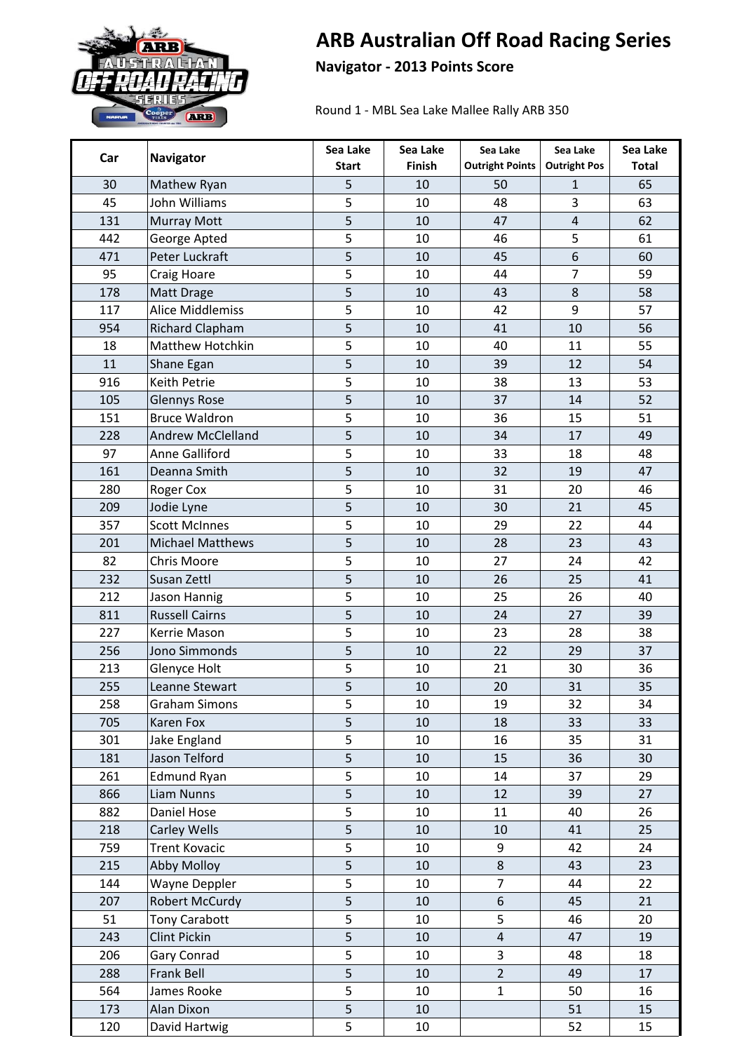# ARB Australian Off Road Racing Series

## Navigator - 2013 Points Score

Round 1 - MBL Sea Lake Mallee Rally ARB 350

| Car | Navigator | Sea Lake Start | Sea Lake Finish | Sea Lake Outright Points | Sea Lake Outright Pos | Sea Lake Total |
|---|---|---|---|---|---|---|
| 30 | Mathew Ryan | 5 | 10 | 50 | 1 | 65 |
| 45 | John Williams | 5 | 10 | 48 | 3 | 63 |
| 131 | Murray Mott | 5 | 10 | 47 | 4 | 62 |
| 442 | George Apted | 5 | 10 | 46 | 5 | 61 |
| 471 | Peter Luckraft | 5 | 10 | 45 | 6 | 60 |
| 95 | Craig Hoare | 5 | 10 | 44 | 7 | 59 |
| 178 | Matt Drage | 5 | 10 | 43 | 8 | 58 |
| 117 | Alice Middlemiss | 5 | 10 | 42 | 9 | 57 |
| 954 | Richard Clapham | 5 | 10 | 41 | 10 | 56 |
| 18 | Matthew Hotchkin | 5 | 10 | 40 | 11 | 55 |
| 11 | Shane Egan | 5 | 10 | 39 | 12 | 54 |
| 916 | Keith Petrie | 5 | 10 | 38 | 13 | 53 |
| 105 | Glennys Rose | 5 | 10 | 37 | 14 | 52 |
| 151 | Bruce Waldron | 5 | 10 | 36 | 15 | 51 |
| 228 | Andrew McClelland | 5 | 10 | 34 | 17 | 49 |
| 97 | Anne Galliford | 5 | 10 | 33 | 18 | 48 |
| 161 | Deanna Smith | 5 | 10 | 32 | 19 | 47 |
| 280 | Roger Cox | 5 | 10 | 31 | 20 | 46 |
| 209 | Jodie Lyne | 5 | 10 | 30 | 21 | 45 |
| 357 | Scott McInnes | 5 | 10 | 29 | 22 | 44 |
| 201 | Michael Matthews | 5 | 10 | 28 | 23 | 43 |
| 82 | Chris Moore | 5 | 10 | 27 | 24 | 42 |
| 232 | Susan Zettl | 5 | 10 | 26 | 25 | 41 |
| 212 | Jason Hannig | 5 | 10 | 25 | 26 | 40 |
| 811 | Russell Cairns | 5 | 10 | 24 | 27 | 39 |
| 227 | Kerrie Mason | 5 | 10 | 23 | 28 | 38 |
| 256 | Jono Simmonds | 5 | 10 | 22 | 29 | 37 |
| 213 | Glenyce Holt | 5 | 10 | 21 | 30 | 36 |
| 255 | Leanne Stewart | 5 | 10 | 20 | 31 | 35 |
| 258 | Graham Simons | 5 | 10 | 19 | 32 | 34 |
| 705 | Karen Fox | 5 | 10 | 18 | 33 | 33 |
| 301 | Jake England | 5 | 10 | 16 | 35 | 31 |
| 181 | Jason Telford | 5 | 10 | 15 | 36 | 30 |
| 261 | Edmund Ryan | 5 | 10 | 14 | 37 | 29 |
| 866 | Liam Nunns | 5 | 10 | 12 | 39 | 27 |
| 882 | Daniel Hose | 5 | 10 | 11 | 40 | 26 |
| 218 | Carley Wells | 5 | 10 | 10 | 41 | 25 |
| 759 | Trent Kovacic | 5 | 10 | 9 | 42 | 24 |
| 215 | Abby Molloy | 5 | 10 | 8 | 43 | 23 |
| 144 | Wayne Deppler | 5 | 10 | 7 | 44 | 22 |
| 207 | Robert McCurdy | 5 | 10 | 6 | 45 | 21 |
| 51 | Tony Carabott | 5 | 10 | 5 | 46 | 20 |
| 243 | Clint Pickin | 5 | 10 | 4 | 47 | 19 |
| 206 | Gary Conrad | 5 | 10 | 3 | 48 | 18 |
| 288 | Frank Bell | 5 | 10 | 2 | 49 | 17 |
| 564 | James Rooke | 5 | 10 | 1 | 50 | 16 |
| 173 | Alan Dixon | 5 | 10 | | 51 | 15 |
| 120 | David Hartwig | 5 | 10 | | 52 | 15 |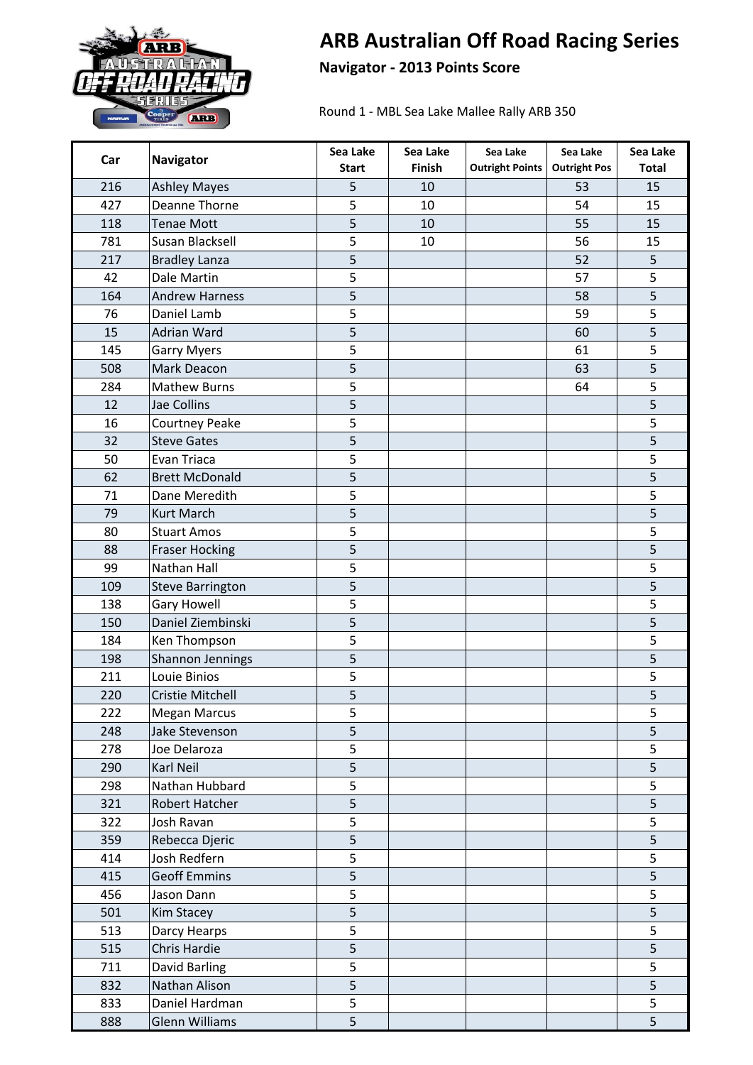# ARB Australian Off Road Racing Series

## Navigator - 2013 Points Score

Round 1 - MBL Sea Lake Mallee Rally ARB 350

| Car | Navigator | Sea Lake Start | Sea Lake Finish | Sea Lake Outright Points | Sea Lake Outright Pos | Sea Lake Total |
|---|---|---|---|---|---|---|
| 216 | Ashley Mayes | 5 | 10 | | 53 | 15 |
| 427 | Deanne Thorne | 5 | 10 | | 54 | 15 |
| 118 | Tenae Mott | 5 | 10 | | 55 | 15 |
| 781 | Susan Blacksell | 5 | 10 | | 56 | 15 |
| 217 | Bradley Lanza | 5 | | | 52 | 5 |
| 42 | Dale Martin | 5 | | | 57 | 5 |
| 164 | Andrew Harness | 5 | | | 58 | 5 |
| 76 | Daniel Lamb | 5 | | | 59 | 5 |
| 15 | Adrian Ward | 5 | | | 60 | 5 |
| 145 | Garry Myers | 5 | | | 61 | 5 |
| 508 | Mark Deacon | 5 | | | 63 | 5 |
| 284 | Mathew Burns | 5 | | | 64 | 5 |
| 12 | Jae Collins | 5 | | | | 5 |
| 16 | Courtney Peake | 5 | | | | 5 |
| 32 | Steve Gates | 5 | | | | 5 |
| 50 | Evan Triaca | 5 | | | | 5 |
| 62 | Brett McDonald | 5 | | | | 5 |
| 71 | Dane Meredith | 5 | | | | 5 |
| 79 | Kurt March | 5 | | | | 5 |
| 80 | Stuart Amos | 5 | | | | 5 |
| 88 | Fraser Hocking | 5 | | | | 5 |
| 99 | Nathan Hall | 5 | | | | 5 |
| 109 | Steve Barrington | 5 | | | | 5 |
| 138 | Gary Howell | 5 | | | | 5 |
| 150 | Daniel Ziembinski | 5 | | | | 5 |
| 184 | Ken Thompson | 5 | | | | 5 |
| 198 | Shannon Jennings | 5 | | | | 5 |
| 211 | Louie Binios | 5 | | | | 5 |
| 220 | Cristie Mitchell | 5 | | | | 5 |
| 222 | Megan Marcus | 5 | | | | 5 |
| 248 | Jake Stevenson | 5 | | | | 5 |
| 278 | Joe Delaroza | 5 | | | | 5 |
| 290 | Karl Neil | 5 | | | | 5 |
| 298 | Nathan Hubbard | 5 | | | | 5 |
| 321 | Robert Hatcher | 5 | | | | 5 |
| 322 | Josh Ravan | 5 | | | | 5 |
| 359 | Rebecca Djeric | 5 | | | | 5 |
| 414 | Josh Redfern | 5 | | | | 5 |
| 415 | Geoff Emmins | 5 | | | | 5 |
| 456 | Jason Dann | 5 | | | | 5 |
| 501 | Kim Stacey | 5 | | | | 5 |
| 513 | Darcy Hearps | 5 | | | | 5 |
| 515 | Chris Hardie | 5 | | | | 5 |
| 711 | David Barling | 5 | | | | 5 |
| 832 | Nathan Alison | 5 | | | | 5 |
| 833 | Daniel Hardman | 5 | | | | 5 |
| 888 | Glenn Williams | 5 | | | | 5 |